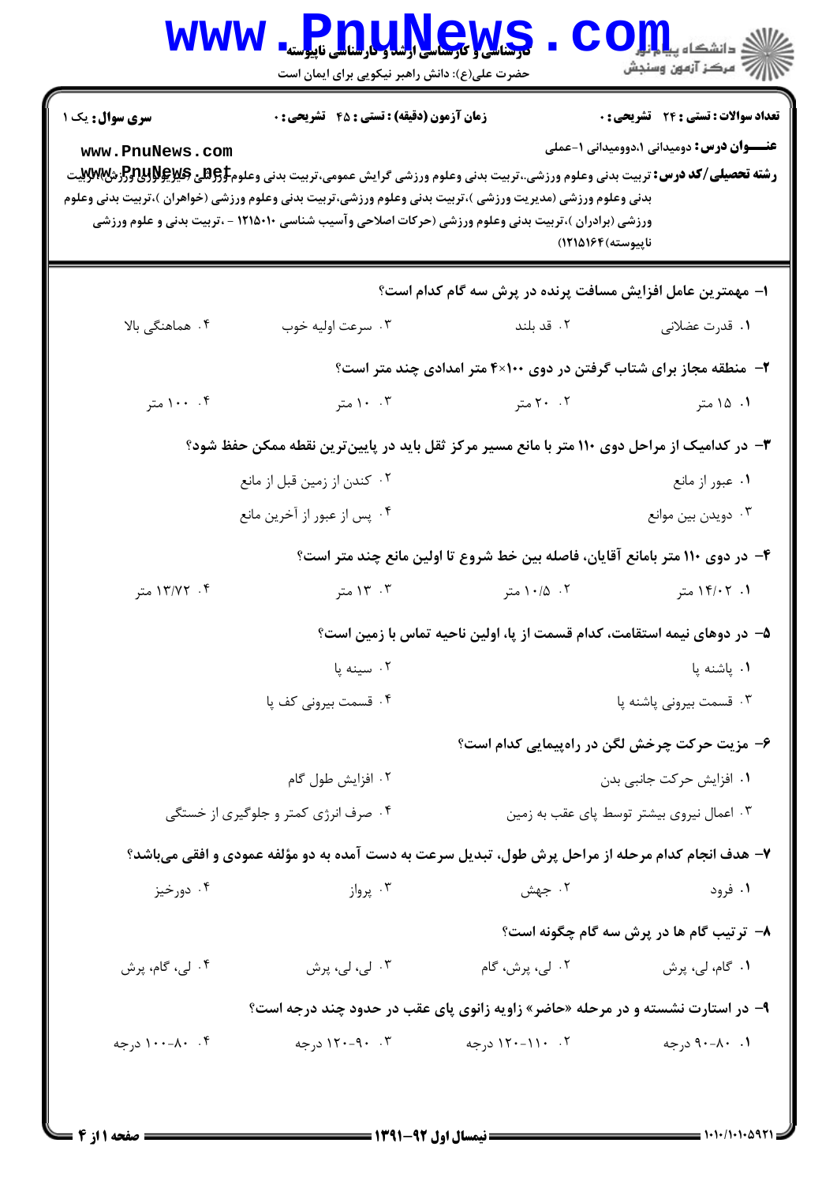کارشناسی و کارشناسی ارشد و کارشناسی ناپیوسته
حضرت علی(ع): دانش راهبر نیکویی برای ایمان است

**سری سوال:** یک ۱ | **زمان آزمون (دقیقه) : تستی : ۴۵ تشریحی : ۰** | **تعداد سوالات : تستی : ۲۴ تشریحی : ۰**

**عنـــوان درس:** دومیدانی ۱،دوومیدانی ۱-عملی

**رشته تحصیلی/کد درس:** تربیت بدنی وعلوم ورزشی،.تربیت بدنی وعلوم ورزشی گرایش عمومی،تربیت بدنی وعلوم ورزشی (فیزیولوژی ورزشی)،تربیت بدنی وعلوم ورزشی (مدیریت ورزشی )،تربیت بدنی وعلوم ورزشی،تربیت بدنی وعلوم ورزشی (خواهران )،تربیت بدنی وعلوم ورزشی (برادران )،تربیت بدنی وعلوم ورزشی (حرکات اصلاحی وآسیب شناسی ۱۲۱۵۰۱۰ - ،تربیت بدنی و علوم ورزشی ناپیوسته) ۱۲۱۵۱۶۴)

۱- مهمترین عامل افزایش مسافت پرنده در پرش سه گام کدام است؟

۱. قدرت عضلانی
۲. قد بلند
۳. سرعت اولیه خوب
۴. هماهنگی بالا

۲- منطقه مجاز برای شتاب گرفتن در دوی ۱۰۰×۴ متر امدادی چند متر است؟

۱. ۱۵ متر
۲. ۲۰ متر
۳. ۱۰ متر
۴. ۱۰۰ متر

۳- در کدامیک از مراحل دوی ۱۱۰ متر با مانع مسیر مرکز ثقل باید در پایین‌ترین نقطه ممکن حفظ شود؟

۱. عبور از مانع
۲. کندن از زمین قبل از مانع
۳. دویدن بین موانع
۴. پس از عبور از آخرین مانع

۴- در دوی ۱۱۰ متر بامانع آقایان، فاصله بین خط شروع تا اولین مانع چند متر است؟

۱. ۱۴/۰۲ متر
۲. ۱۰/۵ متر
۳. ۱۳ متر
۴. ۱۳/۷۲ متر

۵- در دوهای نیمه استقامت، کدام قسمت از پا، اولین ناحیه تماس با زمین است؟

۱. پاشنه پا
۲. سینه پا
۳. قسمت بیرونی پاشنه پا
۴. قسمت بیرونی کف پا

۶- مزیت حرکت چرخش لگن در راه‌پیمایی کدام است؟

۱. افزایش حرکت جانبی بدن
۲. افزایش طول گام
۳. اعمال نیروی بیشتر توسط پای عقب به زمین
۴. صرف انرژی کمتر و جلوگیری از خستگی

۷- هدف انجام کدام مرحله از مراحل پرش طول، تبدیل سرعت به دست آمده به دو مؤلفه عمودی و افقی می‌باشد؟

۱. فرود
۲. جهش
۳. پرواز
۴. دورخیز

۸- ترتیب گام ها در پرش سه گام چگونه است؟

۱. گام، لی، پرش
۲. لی، پرش، گام
۳. لی، لی، پرش
۴. لی، گام، پرش

۹- در استارت نشسته و در مرحله «حاضر» زاویه زانوی پای عقب در حدود چند درجه است؟

۱. ۸۰-۹۰ درجه
۲. ۱۱۰-۱۲۰ درجه
۳. ۹۰-۱۲۰ درجه
۴. ۸۰-۱۰۰ درجه

نیمسال اول ۹۲-۱۳۹۱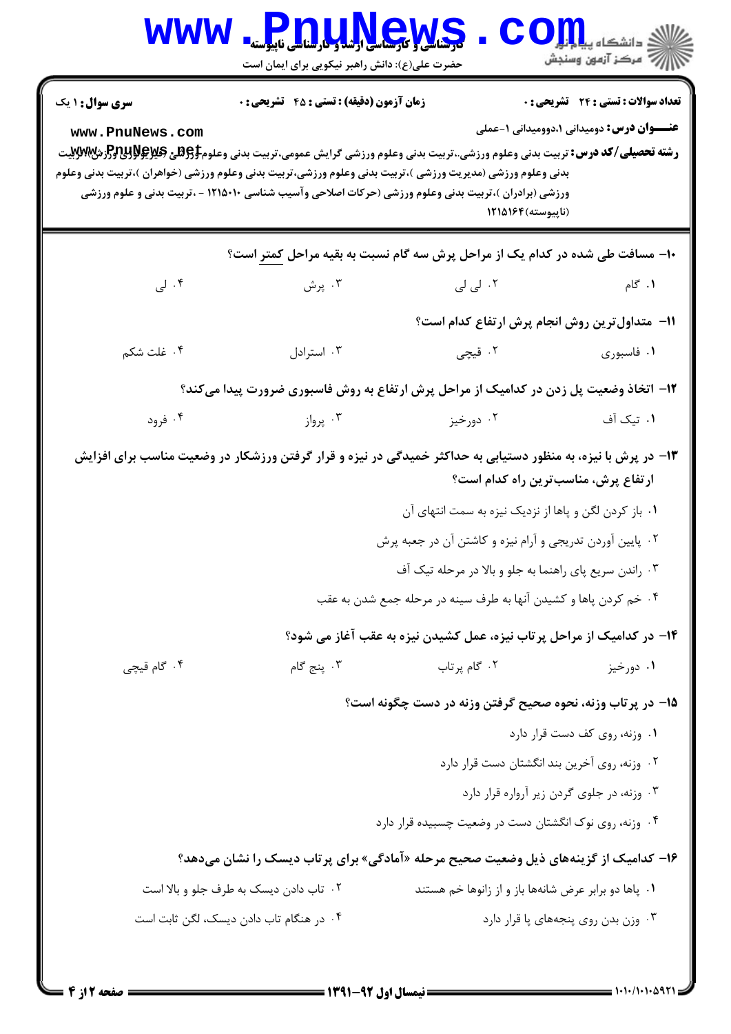**تعداد سوالات : تستی : ۲۴ تشریحی : ۰** | **زمان آزمون (دقیقه) : تستی : ۴۵ تشریحی : ۰** | **سری سوال : ۱ یک**

**عنـــوان درس:** دومیدانی ۱،دوومیدانی ۱-عملی

**رشته تحصیلی/کد درس:** تربیت بدنی وعلوم ورزشی،تربیت بدنی وعلوم ورزشی گرایش عمومی،تربیت بدنی وعلوم ورزشی (فیزیولوژی ورزشی)،تربیت بدنی وعلوم ورزشی (مدیریت ورزشی )،تربیت بدنی وعلوم ورزشی،تربیت بدنی وعلوم ورزشی (خواهران )،تربیت بدنی وعلوم ورزشی (برادران )،تربیت بدنی وعلوم ورزشی (حرکات اصلاحی وآسیب شناسی ۱۲۱۵۰۱۰ - ،تربیت بدنی و علوم ورزشی (ناپیوسته)۱۲۱۵۱۶۴

۱۰- مسافت طی شده در کدام یک از مراحل پرش سه گام نسبت به بقیه مراحل کمتر است؟

۱. گام
۲. لی لی
۳. پرش
۴. لی

۱۱- متداول‌ترین روش انجام پرش ارتفاع کدام است؟

۱. فاسبوری
۲. قیچی
۳. استرادل
۴. غلت شکم

۱۲- اتخاذ وضعیت پل زدن در کدامیک از مراحل پرش ارتفاع به روش فاسبوری ضرورت پیدا می‌کند؟

۱. تیک آف
۲. دورخیز
۳. پرواز
۴. فرود

۱۳- در پرش با نیزه، به منظور دستیابی به حداکثر خمیدگی در نیزه و قرار گرفتن ورزشکار در وضعیت مناسب برای افزایش ارتفاع پرش، مناسب‌ترین راه کدام است؟

۱. باز کردن لگن و پاها از نزدیک نیزه به سمت انتهای آن
۲. پایین آوردن تدریجی و آرام نیزه و کاشتن آن در جعبه پرش
۳. راندن سریع پای راهنما به جلو و بالا در مرحله تیک آف
۴. خم کردن پاها و کشیدن آنها به طرف سینه در مرحله جمع شدن به عقب

۱۴- در کدامیک از مراحل پرتاب نیزه، عمل کشیدن نیزه به عقب آغاز می شود؟

۱. دورخیز
۲. گام پرتاب
۳. پنج گام
۴. گام قیچی

۱۵- در پرتاب وزنه، نحوه صحیح گرفتن وزنه در دست چگونه است؟

۱. وزنه، روی کف دست قرار دارد
۲. وزنه، روی آخرین بند انگشتان دست قرار دارد
۳. وزنه، در جلوی گردن زیر آرواره قرار دارد
۴. وزنه، روی نوک انگشتان دست در وضعیت چسبیده قرار دارد

۱۶- کدامیک از گزینه‌های ذیل وضعیت صحیح مرحله «آمادگی» برای پرتاب دیسک را نشان می‌دهد؟

۱. پاها دو برابر عرض شانه‌ها باز و از زانوها خم هستند
۲. تاب دادن دیسک به طرف جلو و بالا است
۳. وزن بدن روی پنجه‌های پا قرار دارد
۴. در هنگام تاب دادن دیسک، لگن ثابت است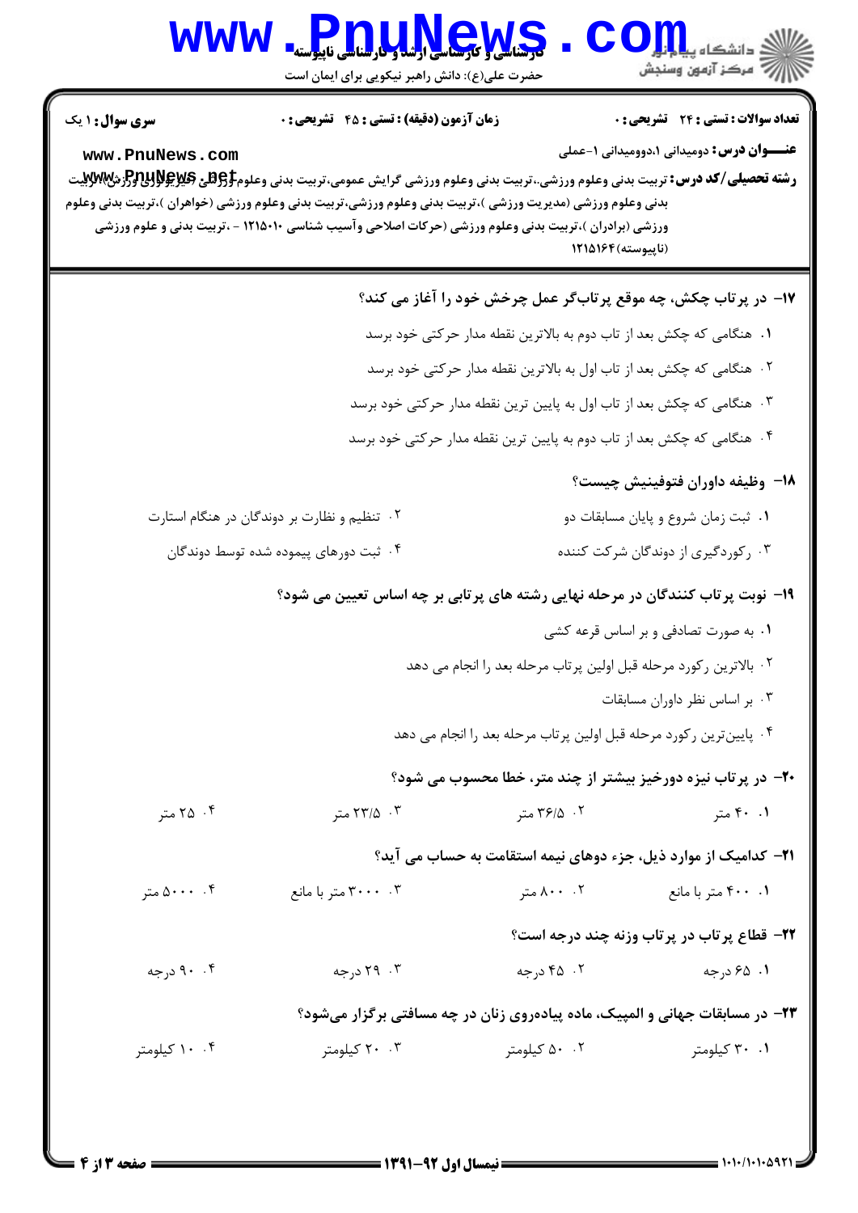**سری سوال:** ۱ یک

**زمان آزمون (دقیقه) : تستی : ۴۵ تشریحی : ۰**

**تعداد سوالات : تستی : ۲۴ تشریحی : ۰**

**عنـــوان درس:** دومیدانی ۱،دوومیدانی ۱-عملی

**رشته تحصیلی/کد درس:** تربیت بدنی وعلوم ورزشی،.تربیت بدنی وعلوم ورزشی گرایش عمومی،تربیت بدنی وعلوم ورزشی (فیزیولوژی ورزشی)،تربیت بدنی وعلوم ورزشی (مدیریت ورزشی )،تربیت بدنی وعلوم ورزشی،تربیت بدنی وعلوم ورزشی (خواهران )،تربیت بدنی وعلوم ورزشی (برادران )،تربیت بدنی وعلوم ورزشی (حرکات اصلاحی وآسیب شناسی ۱۲۱۵۰۱۰ - ،تربیت بدنی و علوم ورزشی (ناپیوسته)۱۲۱۵۱۶۴

**۱۷- در پرتاب چکش، چه موقع پرتاب‌گر عمل چرخش خود را آغاز می کند؟**

۱. هنگامی که چکش بعد از تاب دوم به بالاترین نقطه مدار حرکتی خود برسد

۲. هنگامی که چکش بعد از تاب اول به بالاترین نقطه مدار حرکتی خود برسد

۳. هنگامی که چکش بعد از تاب اول به پایین ترین نقطه مدار حرکتی خود برسد

۴. هنگامی که چکش بعد از تاب دوم به پایین ترین نقطه مدار حرکتی خود برسد

**۱۸- وظیفه داوران فتوفینیش چیست؟**

۱. ثبت زمان شروع و پایان مسابقات دو

۲. تنظیم و نظارت بر دوندگان در هنگام استارت

۳. رکوردگیری از دوندگان شرکت کننده

۴. ثبت دورهای پیموده شده توسط دوندگان

**۱۹- نوبت پرتاب کنندگان در مرحله نهایی رشته های پرتابی بر چه اساس تعیین می شود؟**

۱. به صورت تصادفی و بر اساس قرعه کشی

۲. بالاترین رکورد مرحله قبل اولین پرتاب مرحله بعد را انجام می دهد

۳. بر اساس نظر داوران مسابقات

۴. پایین‌ترین رکورد مرحله قبل اولین پرتاب مرحله بعد را انجام می دهد

**۲۰- در پرتاب نیزه دورخیز بیشتر از چند متر، خطا محسوب می شود؟**

۱. ۴۰ متر

۲. ۳۶/۵ متر

۳. ۲۳/۵ متر

۴. ۲۵ متر

**۲۱- کدامیک از موارد ذیل، جزء دوهای نیمه استقامت به حساب می آید؟**

۱. ۴۰۰ متر با مانع

۲. ۸۰۰ متر

۳. ۳۰۰۰ متر با مانع

۴. ۵۰۰۰ متر

**۲۲- قطاع پرتاب در پرتاب وزنه چند درجه است؟**

۱. ۶۵ درجه

۲. ۴۵ درجه

۳. ۲۹ درجه

۴. ۹۰ درجه

**۲۳- در مسابقات جهانی و المپیک، ماده پیاده‌روی زنان در چه مسافتی برگزار می‌شود؟**

۱. ۳۰ کیلومتر

۲. ۵۰ کیلومتر

۳. ۲۰ کیلومتر

۴. ۱۰ کیلومتر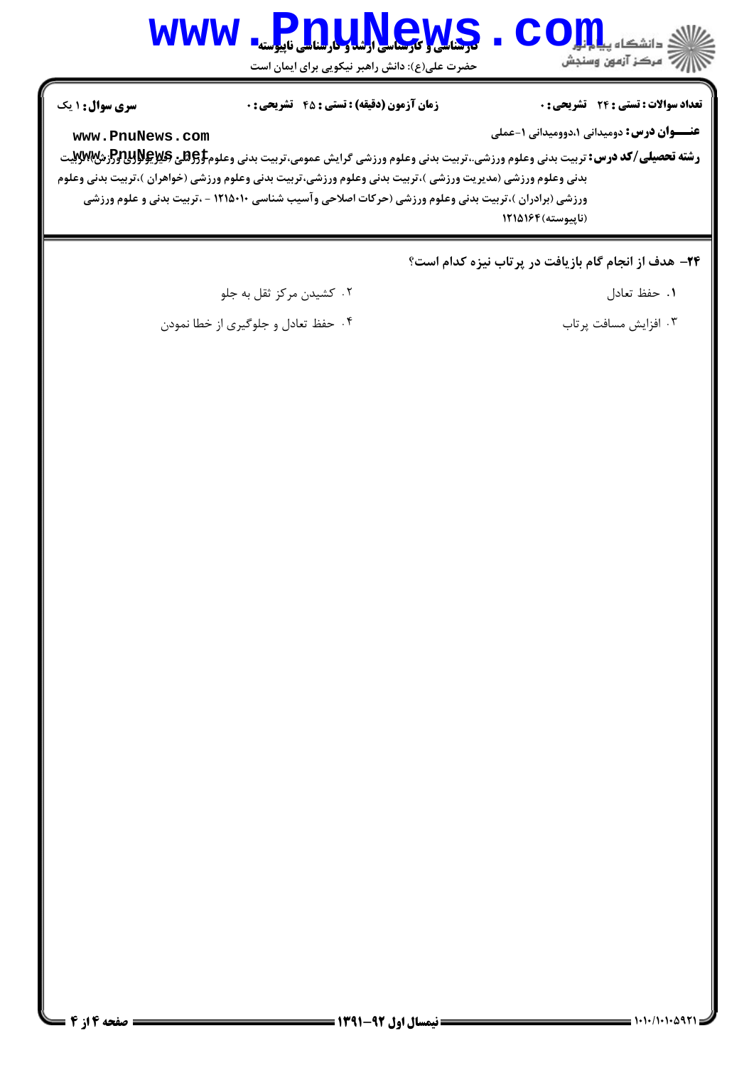**تعداد سوالات : تستی : ۲۴ تشریحی : ۰** | **زمان آزمون (دقیقه) : تستی : ۴۵ تشریحی : ۰** | **سری سوال : ۱ یک**

**عنـــوان درس:** دومیدانی ۱،دوومیدانی ۱-عملی

**رشته تحصیلی/کد درس:** تربیت بدنی وعلوم ورزشی،،تربیت بدنی وعلوم ورزشی گرایش عمومی،تربیت بدنی وعلوم ورزشی (فیزیولوژی ورزش )،تربیت بدنی وعلوم ورزشی (مدیریت ورزشی )،تربیت بدنی وعلوم ورزشی،تربیت بدنی وعلوم ورزشی (خواهران )،تربیت بدنی وعلوم ورزشی (برادران )،تربیت بدنی وعلوم ورزشی (حرکات اصلاحی وآسیب شناسی ۱۲۱۵۰۱۰ - ،تربیت بدنی و علوم ورزشی (ناپیوسته)۱۲۱۵۱۶۴

**۲۴- هدف از انجام گام بازیافت در پرتاب نیزه کدام است؟**

۱. حفظ تعادل

۲. کشیدن مرکز ثقل به جلو

۳. افزایش مسافت پرتاب

۴. حفظ تعادل و جلوگیری از خطا نمودن